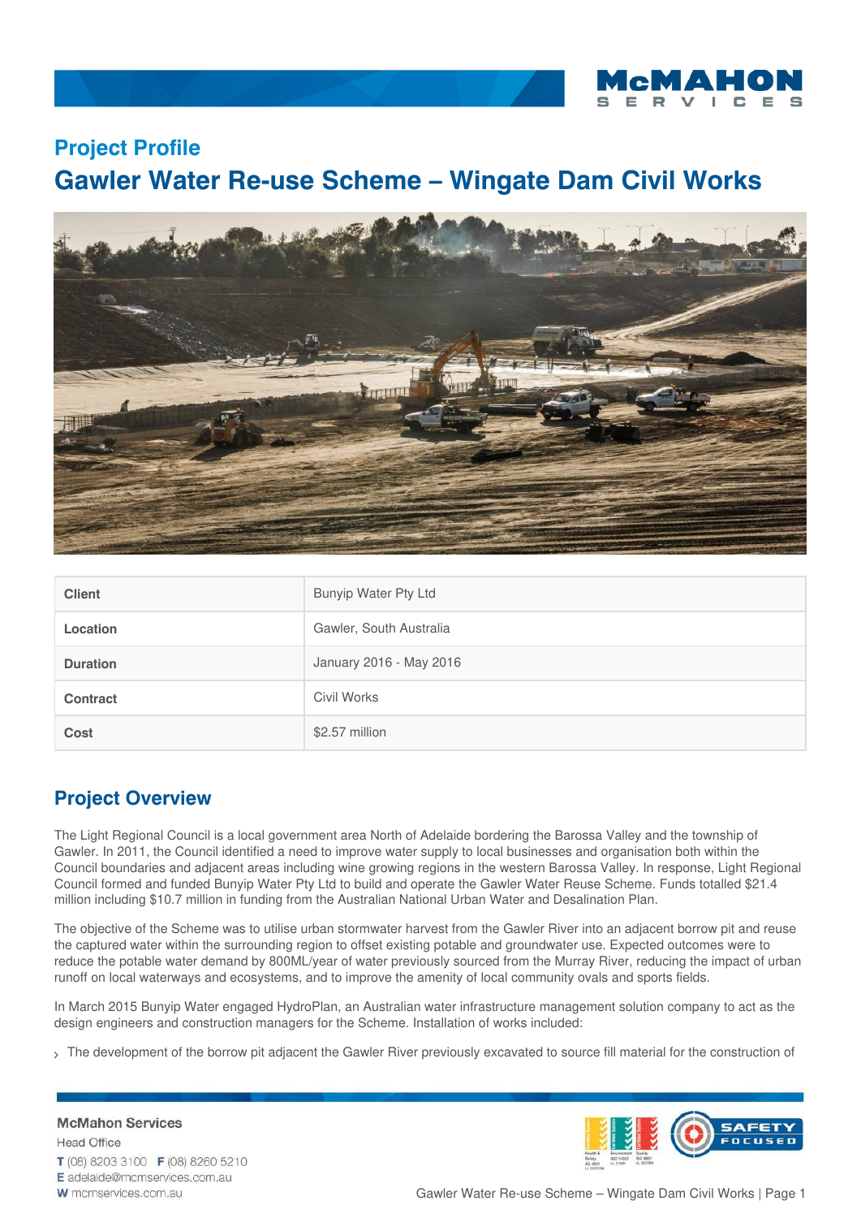## Project Profile

# Gawler Water Re-use Scheme – Wingate Dam Civil Works

| Client | Bunyip Water Pty Ltd |
|---|---|
| Location | Gawler, South Australia |
| Duration | January 2016 - May 2016 |
| Contract | Civil Works |
| Cost | $2.57 million |

## Project Overview

The Light Regional Council is a local government area North of Adelaide bordering the Barossa Valley and the township of Gawler. In 2011, the Council identified a need to improve water supply to local businesses and organisation both within the Council boundaries and adjacent areas including wine growing regions in the western Barossa Valley. In response, Light Regional Council formed and funded Bunyip Water Pty Ltd to build and operate the Gawler Water Reuse Scheme. Funds totalled $21.4 million including $10.7 million in funding from the Australian National Urban Water and Desalination Plan.

The objective of the Scheme was to utilise urban stormwater harvest from the Gawler River into an adjacent borrow pit and reuse the captured water within the surrounding region to offset existing potable and groundwater use. Expected outcomes were to reduce the potable water demand by 800ML/year of water previously sourced from the Murray River, reducing the impact of urban runoff on local waterways and ecosystems, and to improve the amenity of local community ovals and sports fields.

In March 2015 Bunyip Water engaged HydroPlan, an Australian water infrastructure management solution company to act as the design engineers and construction managers for the Scheme. Installation of works included:

- The development of the borrow pit adjacent the Gawler River previously excavated to source fill material for the construction of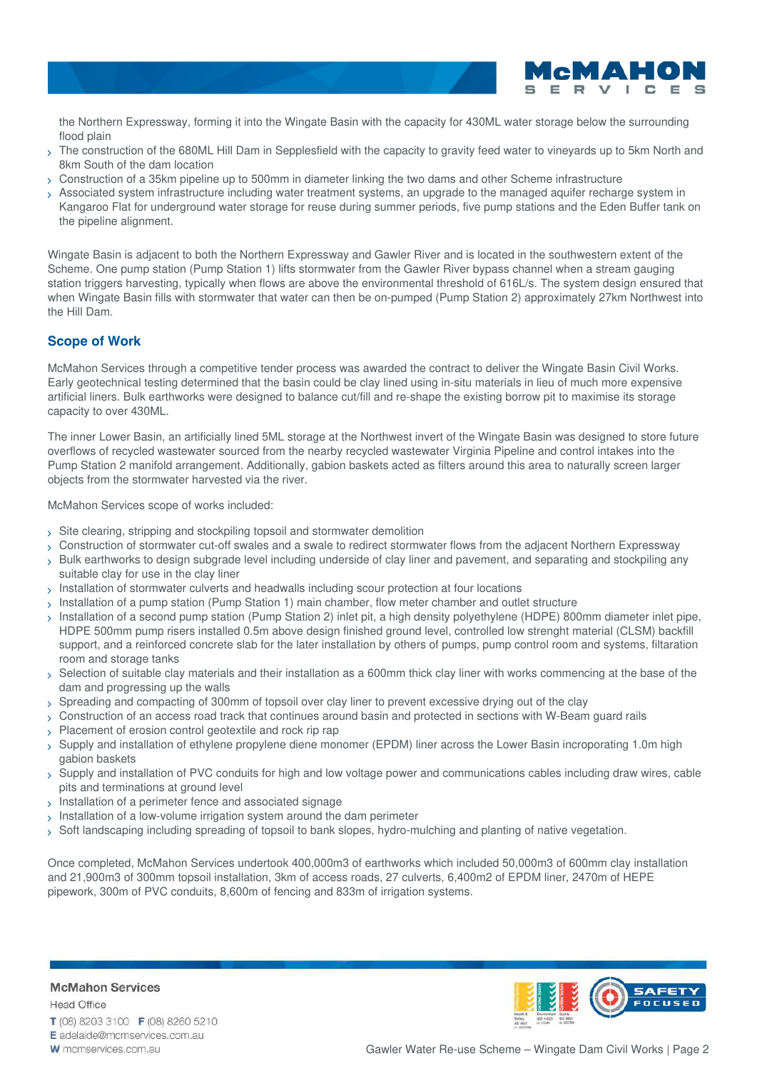the Northern Expressway, forming it into the Wingate Basin with the capacity for 430ML water storage below the surrounding flood plain
- The construction of the 680ML Hill Dam in Sepplesfield with the capacity to gravity feed water to vineyards up to 5km North and 8km South of the dam location
- Construction of a 35km pipeline up to 500mm in diameter linking the two dams and other Scheme infrastructure
- Associated system infrastructure including water treatment systems, an upgrade to the managed aquifer recharge system in Kangaroo Flat for underground water storage for reuse during summer periods, five pump stations and the Eden Buffer tank on the pipeline alignment.

Wingate Basin is adjacent to both the Northern Expressway and Gawler River and is located in the southwestern extent of the Scheme. One pump station (Pump Station 1) lifts stormwater from the Gawler River bypass channel when a stream gauging station triggers harvesting, typically when flows are above the environmental threshold of 616L/s. The system design ensured that when Wingate Basin fills with stormwater that water can then be on-pumped (Pump Station 2) approximately 27km Northwest into the Hill Dam.

## Scope of Work

McMahon Services through a competitive tender process was awarded the contract to deliver the Wingate Basin Civil Works. Early geotechnical testing determined that the basin could be clay lined using in-situ materials in lieu of much more expensive artificial liners. Bulk earthworks were designed to balance cut/fill and re-shape the existing borrow pit to maximise its storage capacity to over 430ML.

The inner Lower Basin, an artificially lined 5ML storage at the Northwest invert of the Wingate Basin was designed to store future overflows of recycled wastewater sourced from the nearby recycled wastewater Virginia Pipeline and control intakes into the Pump Station 2 manifold arrangement. Additionally, gabion baskets acted as filters around this area to naturally screen larger objects from the stormwater harvested via the river.

McMahon Services scope of works included:

- Site clearing, stripping and stockpiling topsoil and stormwater demolition
- Construction of stormwater cut-off swales and a swale to redirect stormwater flows from the adjacent Northern Expressway
- Bulk earthworks to design subgrade level including underside of clay liner and pavement, and separating and stockpiling any suitable clay for use in the clay liner
- Installation of stormwater culverts and headwalls including scour protection at four locations
- Installation of a pump station (Pump Station 1) main chamber, flow meter chamber and outlet structure
- Installation of a second pump station (Pump Station 2) inlet pit, a high density polyethylene (HDPE) 800mm diameter inlet pipe, HDPE 500mm pump risers installed 0.5m above design finished ground level, controlled low strenght material (CLSM) backfill support, and a reinforced concrete slab for the later installation by others of pumps, pump control room and systems, filtaration room and storage tanks
- Selection of suitable clay materials and their installation as a 600mm thick clay liner with works commencing at the base of the dam and progressing up the walls
- Spreading and compacting of 300mm of topsoil over clay liner to prevent excessive drying out of the clay
- Construction of an access road track that continues around basin and protected in sections with W-Beam guard rails
- Placement of erosion control geotextile and rock rip rap
- Supply and installation of ethylene propylene diene monomer (EPDM) liner across the Lower Basin incroporating 1.0m high gabion baskets
- Supply and installation of PVC conduits for high and low voltage power and communications cables including draw wires, cable pits and terminations at ground level
- Installation of a perimeter fence and associated signage
- Installation of a low-volume irrigation system around the dam perimeter
- Soft landscaping including spreading of topsoil to bank slopes, hydro-mulching and planting of native vegetation.

Once completed, McMahon Services undertook 400,000m3 of earthworks which included 50,000m3 of 600mm clay installation and 21,900m3 of 300mm topsoil installation, 3km of access roads, 27 culverts, 6,400m2 of EPDM liner, 2470m of HEPE pipework, 300m of PVC conduits, 8,600m of fencing and 833m of irrigation systems.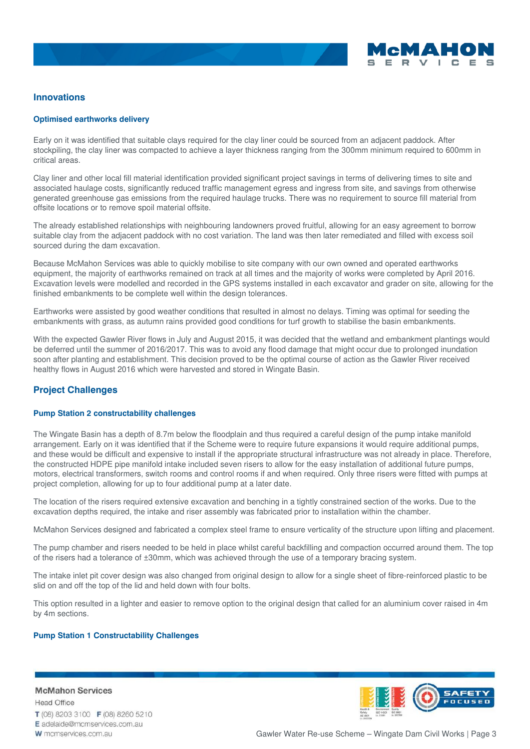## Innovations

### Optimised earthworks delivery

Early on it was identified that suitable clays required for the clay liner could be sourced from an adjacent paddock. After stockpiling, the clay liner was compacted to achieve a layer thickness ranging from the 300mm minimum required to 600mm in critical areas.

Clay liner and other local fill material identification provided significant project savings in terms of delivering times to site and associated haulage costs, significantly reduced traffic management egress and ingress from site, and savings from otherwise generated greenhouse gas emissions from the required haulage trucks. There was no requirement to source fill material from offsite locations or to remove spoil material offsite.

The already established relationships with neighbouring landowners proved fruitful, allowing for an easy agreement to borrow suitable clay from the adjacent paddock with no cost variation. The land was then later remediated and filled with excess soil sourced during the dam excavation.

Because McMahon Services was able to quickly mobilise to site company with our own owned and operated earthworks equipment, the majority of earthworks remained on track at all times and the majority of works were completed by April 2016. Excavation levels were modelled and recorded in the GPS systems installed in each excavator and grader on site, allowing for the finished embankments to be complete well within the design tolerances.

Earthworks were assisted by good weather conditions that resulted in almost no delays. Timing was optimal for seeding the embankments with grass, as autumn rains provided good conditions for turf growth to stabilise the basin embankments.

With the expected Gawler River flows in July and August 2015, it was decided that the wetland and embankment plantings would be deferred until the summer of 2016/2017. This was to avoid any flood damage that might occur due to prolonged inundation soon after planting and establishment. This decision proved to be the optimal course of action as the Gawler River received healthy flows in August 2016 which were harvested and stored in Wingate Basin.

## Project Challenges

### Pump Station 2 constructability challenges

The Wingate Basin has a depth of 8.7m below the floodplain and thus required a careful design of the pump intake manifold arrangement. Early on it was identified that if the Scheme were to require future expansions it would require additional pumps, and these would be difficult and expensive to install if the appropriate structural infrastructure was not already in place. Therefore, the constructed HDPE pipe manifold intake included seven risers to allow for the easy installation of additional future pumps, motors, electrical transformers, switch rooms and control rooms if and when required. Only three risers were fitted with pumps at project completion, allowing for up to four additional pump at a later date.

The location of the risers required extensive excavation and benching in a tightly constrained section of the works. Due to the excavation depths required, the intake and riser assembly was fabricated prior to installation within the chamber.

McMahon Services designed and fabricated a complex steel frame to ensure verticality of the structure upon lifting and placement.

The pump chamber and risers needed to be held in place whilst careful backfilling and compaction occurred around them. The top of the risers had a tolerance of ±30mm, which was achieved through the use of a temporary bracing system.

The intake inlet pit cover design was also changed from original design to allow for a single sheet of fibre-reinforced plastic to be slid on and off the top of the lid and held down with four bolts.

This option resulted in a lighter and easier to remove option to the original design that called for an aluminium cover raised in 4m by 4m sections.

### Pump Station 1 Constructability Challenges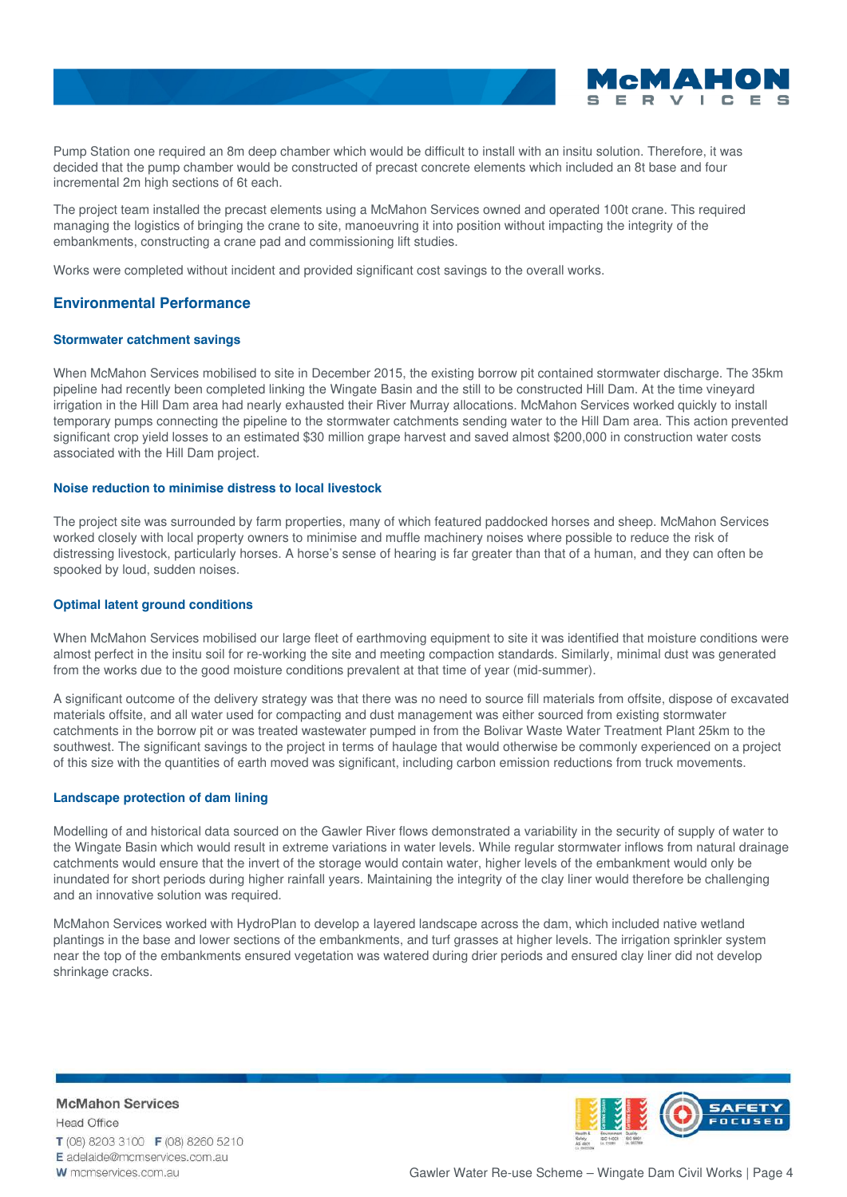Pump Station one required an 8m deep chamber which would be difficult to install with an insitu solution. Therefore, it was decided that the pump chamber would be constructed of precast concrete elements which included an 8t base and four incremental 2m high sections of 6t each.

The project team installed the precast elements using a McMahon Services owned and operated 100t crane. This required managing the logistics of bringing the crane to site, manoeuvring it into position without impacting the integrity of the embankments, constructing a crane pad and commissioning lift studies.

Works were completed without incident and provided significant cost savings to the overall works.

## Environmental Performance

### Stormwater catchment savings

When McMahon Services mobilised to site in December 2015, the existing borrow pit contained stormwater discharge. The 35km pipeline had recently been completed linking the Wingate Basin and the still to be constructed Hill Dam. At the time vineyard irrigation in the Hill Dam area had nearly exhausted their River Murray allocations. McMahon Services worked quickly to install temporary pumps connecting the pipeline to the stormwater catchments sending water to the Hill Dam area. This action prevented significant crop yield losses to an estimated $30 million grape harvest and saved almost $200,000 in construction water costs associated with the Hill Dam project.

### Noise reduction to minimise distress to local livestock

The project site was surrounded by farm properties, many of which featured paddocked horses and sheep. McMahon Services worked closely with local property owners to minimise and muffle machinery noises where possible to reduce the risk of distressing livestock, particularly horses. A horse's sense of hearing is far greater than that of a human, and they can often be spooked by loud, sudden noises.

### Optimal latent ground conditions

When McMahon Services mobilised our large fleet of earthmoving equipment to site it was identified that moisture conditions were almost perfect in the insitu soil for re-working the site and meeting compaction standards. Similarly, minimal dust was generated from the works due to the good moisture conditions prevalent at that time of year (mid-summer).

A significant outcome of the delivery strategy was that there was no need to source fill materials from offsite, dispose of excavated materials offsite, and all water used for compacting and dust management was either sourced from existing stormwater catchments in the borrow pit or was treated wastewater pumped in from the Bolivar Waste Water Treatment Plant 25km to the southwest. The significant savings to the project in terms of haulage that would otherwise be commonly experienced on a project of this size with the quantities of earth moved was significant, including carbon emission reductions from truck movements.

### Landscape protection of dam lining

Modelling of and historical data sourced on the Gawler River flows demonstrated a variability in the security of supply of water to the Wingate Basin which would result in extreme variations in water levels. While regular stormwater inflows from natural drainage catchments would ensure that the invert of the storage would contain water, higher levels of the embankment would only be inundated for short periods during higher rainfall years. Maintaining the integrity of the clay liner would therefore be challenging and an innovative solution was required.

McMahon Services worked with HydroPlan to develop a layered landscape across the dam, which included native wetland plantings in the base and lower sections of the embankments, and turf grasses at higher levels. The irrigation sprinkler system near the top of the embankments ensured vegetation was watered during drier periods and ensured clay liner did not develop shrinkage cracks.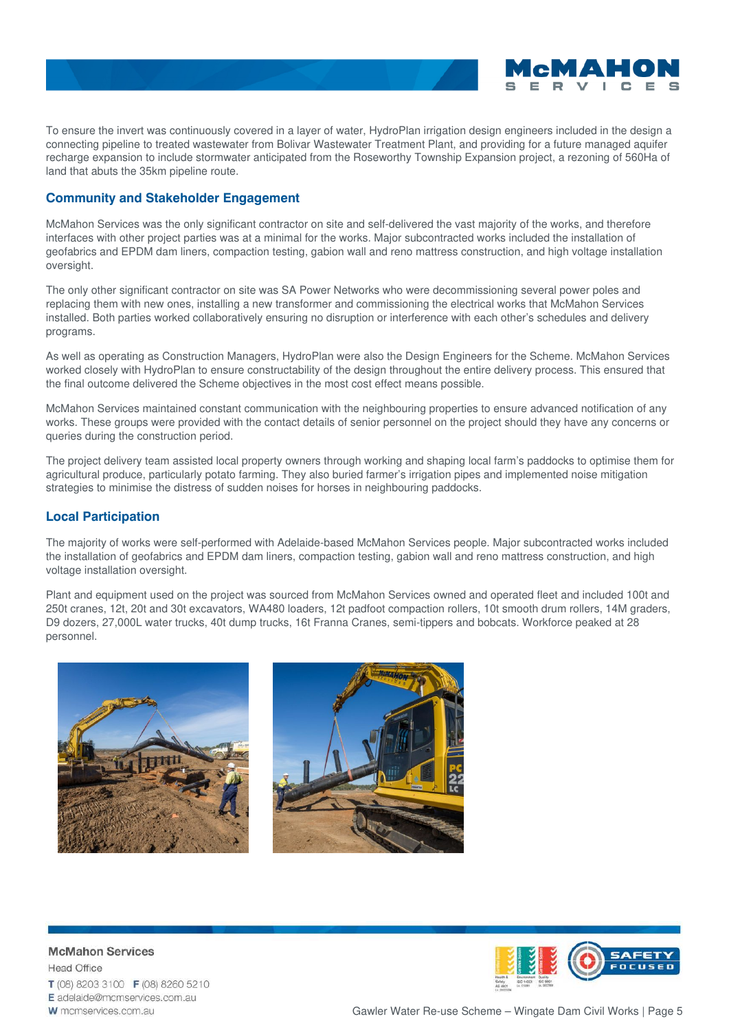To ensure the invert was continuously covered in a layer of water, HydroPlan irrigation design engineers included in the design a connecting pipeline to treated wastewater from Bolivar Wastewater Treatment Plant, and providing for a future managed aquifer recharge expansion to include stormwater anticipated from the Roseworthy Township Expansion project, a rezoning of 560Ha of land that abuts the 35km pipeline route.

## Community and Stakeholder Engagement

McMahon Services was the only significant contractor on site and self-delivered the vast majority of the works, and therefore interfaces with other project parties was at a minimal for the works. Major subcontracted works included the installation of geofabrics and EPDM dam liners, compaction testing, gabion wall and reno mattress construction, and high voltage installation oversight.

The only other significant contractor on site was SA Power Networks who were decommissioning several power poles and replacing them with new ones, installing a new transformer and commissioning the electrical works that McMahon Services installed. Both parties worked collaboratively ensuring no disruption or interference with each other's schedules and delivery programs.

As well as operating as Construction Managers, HydroPlan were also the Design Engineers for the Scheme. McMahon Services worked closely with HydroPlan to ensure constructability of the design throughout the entire delivery process. This ensured that the final outcome delivered the Scheme objectives in the most cost effect means possible.

McMahon Services maintained constant communication with the neighbouring properties to ensure advanced notification of any works. These groups were provided with the contact details of senior personnel on the project should they have any concerns or queries during the construction period.

The project delivery team assisted local property owners through working and shaping local farm's paddocks to optimise them for agricultural produce, particularly potato farming. They also buried farmer's irrigation pipes and implemented noise mitigation strategies to minimise the distress of sudden noises for horses in neighbouring paddocks.

## Local Participation

The majority of works were self-performed with Adelaide-based McMahon Services people. Major subcontracted works included the installation of geofabrics and EPDM dam liners, compaction testing, gabion wall and reno mattress construction, and high voltage installation oversight.

Plant and equipment used on the project was sourced from McMahon Services owned and operated fleet and included 100t and 250t cranes, 12t, 20t and 30t excavators, WA480 loaders, 12t padfoot compaction rollers, 10t smooth drum rollers, 14M graders, D9 dozers, 27,000L water trucks, 40t dump trucks, 16t Franna Cranes, semi-tippers and bobcats. Workforce peaked at 28 personnel.